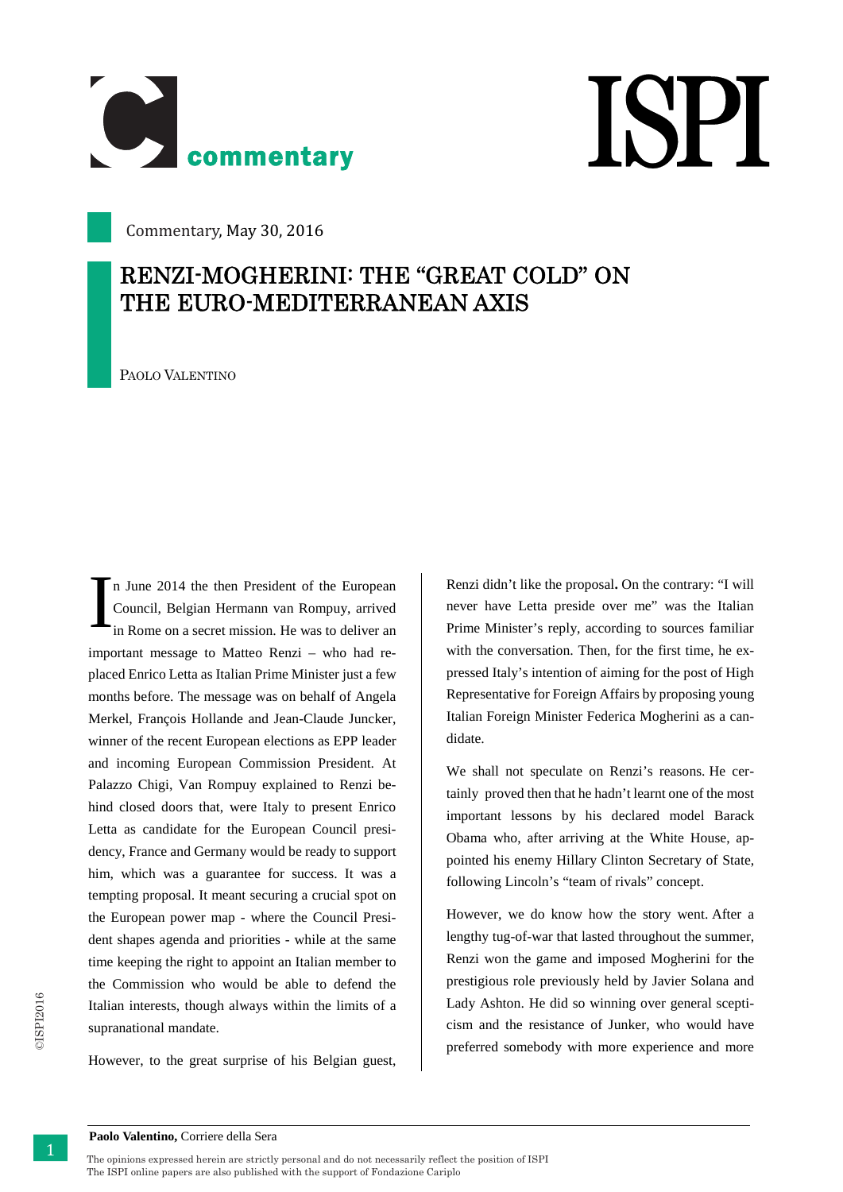Commentary, May 30, 2016

# RENZI-MOGHERINI: THE "GREAT COLD" ON THE EURO-MEDITERRANEAN AXIS

PAOLO VALENTINO

In June 2014 the then President of the European Council, Belgian Hermann van Rompuy, arrived in Rome on a secret mission. He was to deliver an important message to Matteo Renzi – who had replaced Enrico Letta as Italian Prime Minister just a few months before. The message was on behalf of Angela Merkel, François Hollande and Jean-Claude Juncker, winner of the recent European elections as EPP leader and incoming European Commission President. At Palazzo Chigi, Van Rompuy explained to Renzi behind closed doors that, were Italy to present Enrico Letta as candidate for the European Council presidency, France and Germany would be ready to support him, which was a guarantee for success. It was a tempting proposal. It meant securing a crucial spot on the European power map - where the Council President shapes agenda and priorities - while at the same time keeping the right to appoint an Italian member to the Commission who would be able to defend the Italian interests, though always within the limits of a supranational mandate.

However, to the great surprise of his Belgian guest, Renzi didn't like the proposal. On the contrary: "I will never have Letta preside over me" was the Italian Prime Minister's reply, according to sources familiar with the conversation. Then, for the first time, he expressed Italy's intention of aiming for the post of High Representative for Foreign Affairs by proposing young Italian Foreign Minister Federica Mogherini as a candidate.

We shall not speculate on Renzi's reasons. He certainly proved then that he hadn't learnt one of the most important lessons by his declared model Barack Obama who, after arriving at the White House, appointed his enemy Hillary Clinton Secretary of State, following Lincoln's "team of rivals" concept.

However, we do know how the story went. After a lengthy tug-of-war that lasted throughout the summer, Renzi won the game and imposed Mogherini for the prestigious role previously held by Javier Solana and Lady Ashton. He did so winning over general scepticism and the resistance of Junker, who would have preferred somebody with more experience and more

**Paolo Valentino,** Corriere della Sera

The opinions expressed herein are strictly personal and do not necessarily reflect the position of ISPI
The ISPI online papers are also published with the support of Fondazione Cariplo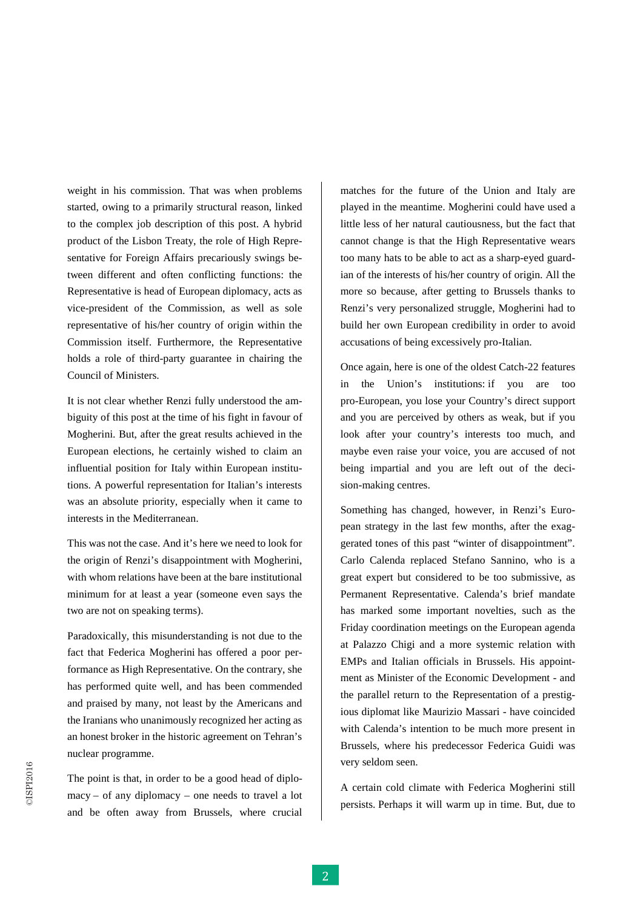weight in his commission. That was when problems started, owing to a primarily structural reason, linked to the complex job description of this post. A hybrid product of the Lisbon Treaty, the role of High Representative for Foreign Affairs precariously swings between different and often conflicting functions: the Representative is head of European diplomacy, acts as vice-president of the Commission, as well as sole representative of his/her country of origin within the Commission itself. Furthermore, the Representative holds a role of third-party guarantee in chairing the Council of Ministers.

It is not clear whether Renzi fully understood the ambiguity of this post at the time of his fight in favour of Mogherini. But, after the great results achieved in the European elections, he certainly wished to claim an influential position for Italy within European institutions. A powerful representation for Italian's interests was an absolute priority, especially when it came to interests in the Mediterranean.

This was not the case. And it's here we need to look for the origin of Renzi's disappointment with Mogherini, with whom relations have been at the bare institutional minimum for at least a year (someone even says the two are not on speaking terms).

Paradoxically, this misunderstanding is not due to the fact that Federica Mogherini has offered a poor performance as High Representative. On the contrary, she has performed quite well, and has been commended and praised by many, not least by the Americans and the Iranians who unanimously recognized her acting as an honest broker in the historic agreement on Tehran's nuclear programme.

The point is that, in order to be a good head of diplomacy – of any diplomacy – one needs to travel a lot and be often away from Brussels, where crucial matches for the future of the Union and Italy are played in the meantime. Mogherini could have used a little less of her natural cautiousness, but the fact that cannot change is that the High Representative wears too many hats to be able to act as a sharp-eyed guardian of the interests of his/her country of origin. All the more so because, after getting to Brussels thanks to Renzi's very personalized struggle, Mogherini had to build her own European credibility in order to avoid accusations of being excessively pro-Italian.

Once again, here is one of the oldest Catch-22 features in the Union's institutions: if you are too pro-European, you lose your Country's direct support and you are perceived by others as weak, but if you look after your country's interests too much, and maybe even raise your voice, you are accused of not being impartial and you are left out of the decision-making centres.

Something has changed, however, in Renzi's European strategy in the last few months, after the exaggerated tones of this past "winter of disappointment". Carlo Calenda replaced Stefano Sannino, who is a great expert but considered to be too submissive, as Permanent Representative. Calenda's brief mandate has marked some important novelties, such as the Friday coordination meetings on the European agenda at Palazzo Chigi and a more systemic relation with EMPs and Italian officials in Brussels. His appointment as Minister of the Economic Development - and the parallel return to the Representation of a prestigious diplomat like Maurizio Massari - have coincided with Calenda's intention to be much more present in Brussels, where his predecessor Federica Guidi was very seldom seen.

A certain cold climate with Federica Mogherini still persists. Perhaps it will warm up in time. But, due to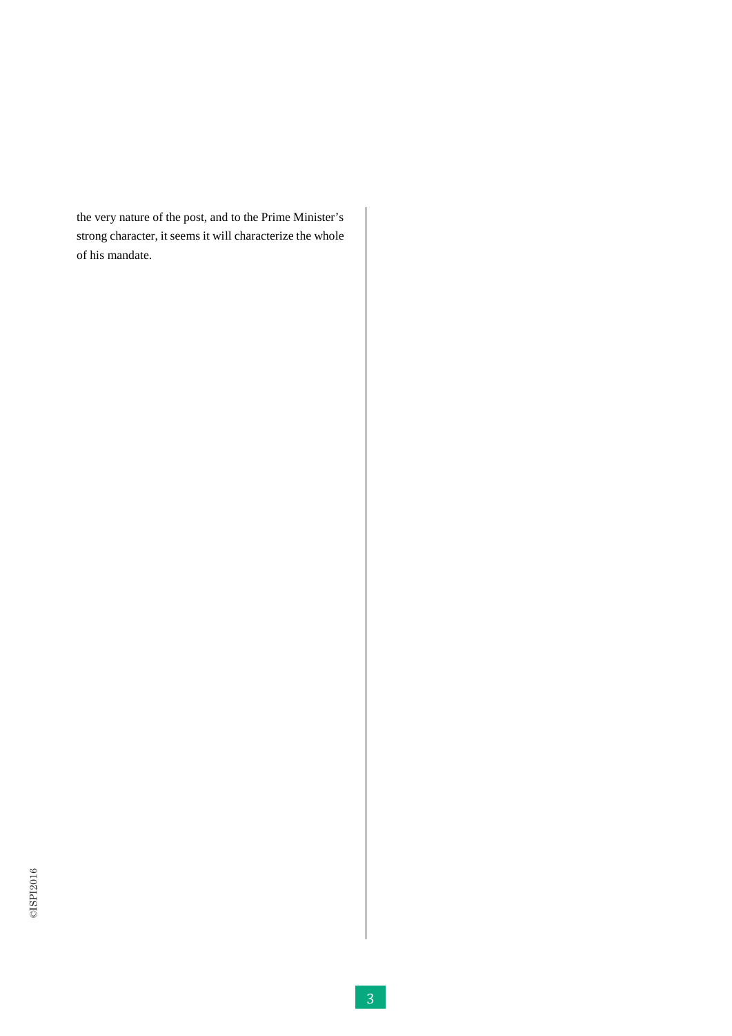the very nature of the post, and to the Prime Minister's strong character, it seems it will characterize the whole of his mandate.